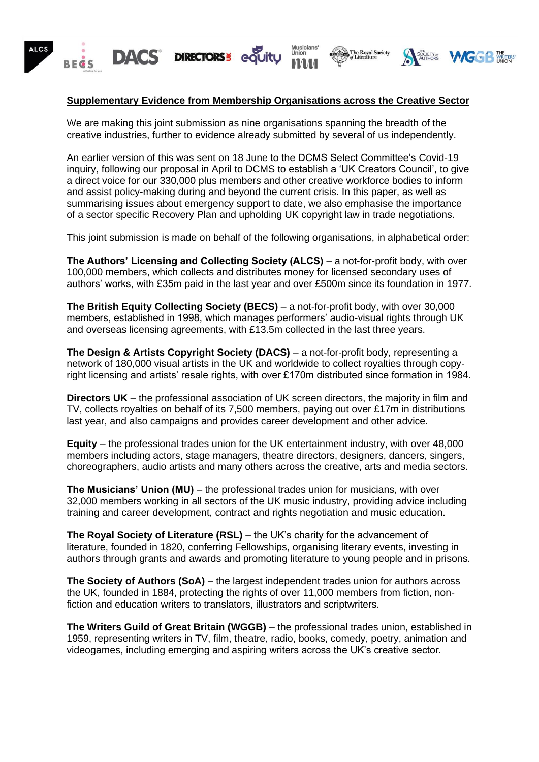**Supplementary Evidence from Membership Organisations across the Creative Sector**

We are making this joint submission as nine organisations spanning the breadth of the creative industries, further to evidence already submitted by several of us independently.

An earlier version of this was sent on 18 June to the DCMS Select Committee's Covid-19 inquiry, following our proposal in April to DCMS to establish a 'UK Creators Council', to give a direct voice for our 330,000 plus members and other creative workforce bodies to inform and assist policy-making during and beyond the current crisis. In this paper, as well as summarising issues about emergency support to date, we also emphasise the importance of a sector specific Recovery Plan and upholding UK copyright law in trade negotiations.

This joint submission is made on behalf of the following organisations, in alphabetical order:

**The Authors' Licensing and Collecting Society (ALCS)** – a not-for-profit body, with over 100,000 members, which collects and distributes money for licensed secondary uses of authors' works, with £35m paid in the last year and over £500m since its foundation in 1977.

**The British Equity Collecting Society (BECS)** – a not-for-profit body, with over 30,000 members, established in 1998, which manages performers' audio-visual rights through UK and overseas licensing agreements, with £13.5m collected in the last three years.

**The Design & Artists Copyright Society (DACS)** – a not-for-profit body, representing a network of 180,000 visual artists in the UK and worldwide to collect royalties through copy-right licensing and artists' resale rights, with over £170m distributed since formation in 1984.

**Directors UK** – the professional association of UK screen directors, the majority in film and TV, collects royalties on behalf of its 7,500 members, paying out over £17m in distributions last year, and also campaigns and provides career development and other advice.

**Equity** – the professional trades union for the UK entertainment industry, with over 48,000 members including actors, stage managers, theatre directors, designers, dancers, singers, choreographers, audio artists and many others across the creative, arts and media sectors.

**The Musicians' Union (MU)** – the professional trades union for musicians, with over 32,000 members working in all sectors of the UK music industry, providing advice including training and career development, contract and rights negotiation and music education.

**The Royal Society of Literature (RSL)** – the UK's charity for the advancement of literature, founded in 1820, conferring Fellowships, organising literary events, investing in authors through grants and awards and promoting literature to young people and in prisons.

**The Society of Authors (SoA)** – the largest independent trades union for authors across the UK, founded in 1884, protecting the rights of over 11,000 members from fiction, non-fiction and education writers to translators, illustrators and scriptwriters.

**The Writers Guild of Great Britain (WGGB)** – the professional trades union, established in 1959, representing writers in TV, film, theatre, radio, books, comedy, poetry, animation and videogames, including emerging and aspiring writers across the UK's creative sector.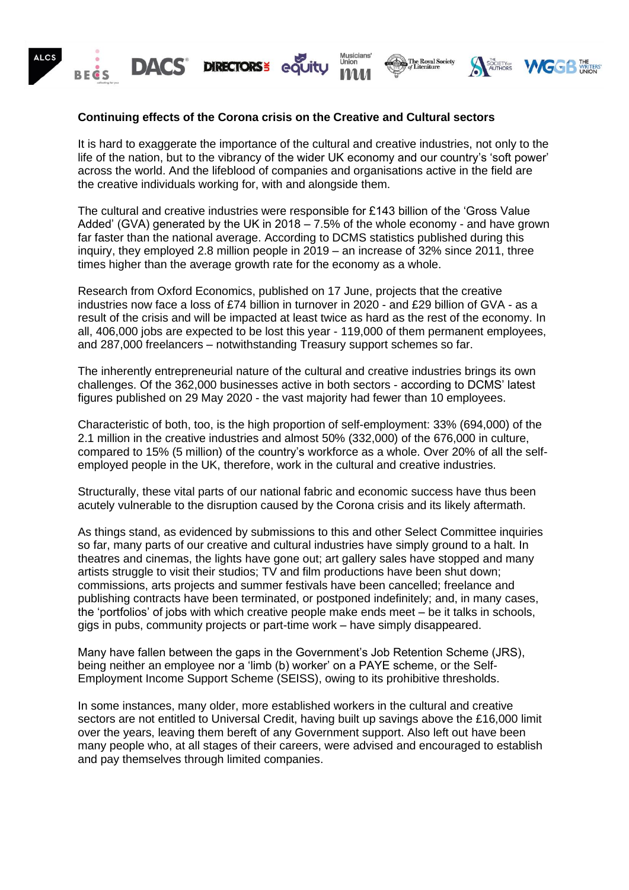**Continuing effects of the Corona crisis on the Creative and Cultural sectors**

It is hard to exaggerate the importance of the cultural and creative industries, not only to the life of the nation, but to the vibrancy of the wider UK economy and our country's 'soft power' across the world. And the lifeblood of companies and organisations active in the field are the creative individuals working for, with and alongside them.

The cultural and creative industries were responsible for £143 billion of the 'Gross Value Added' (GVA) generated by the UK in 2018 – 7.5% of the whole economy - and have grown far faster than the national average. According to DCMS statistics published during this inquiry, they employed 2.8 million people in 2019 – an increase of 32% since 2011, three times higher than the average growth rate for the economy as a whole.

Research from Oxford Economics, published on 17 June, projects that the creative industries now face a loss of £74 billion in turnover in 2020 - and £29 billion of GVA - as a result of the crisis and will be impacted at least twice as hard as the rest of the economy. In all, 406,000 jobs are expected to be lost this year - 119,000 of them permanent employees, and 287,000 freelancers – notwithstanding Treasury support schemes so far.

The inherently entrepreneurial nature of the cultural and creative industries brings its own challenges. Of the 362,000 businesses active in both sectors - according to DCMS' latest figures published on 29 May 2020 - the vast majority had fewer than 10 employees.

Characteristic of both, too, is the high proportion of self-employment: 33% (694,000) of the 2.1 million in the creative industries and almost 50% (332,000) of the 676,000 in culture, compared to 15% (5 million) of the country's workforce as a whole. Over 20% of all the self-employed people in the UK, therefore, work in the cultural and creative industries.

Structurally, these vital parts of our national fabric and economic success have thus been acutely vulnerable to the disruption caused by the Corona crisis and its likely aftermath.

As things stand, as evidenced by submissions to this and other Select Committee inquiries so far, many parts of our creative and cultural industries have simply ground to a halt. In theatres and cinemas, the lights have gone out; art gallery sales have stopped and many artists struggle to visit their studios; TV and film productions have been shut down; commissions, arts projects and summer festivals have been cancelled; freelance and publishing contracts have been terminated, or postponed indefinitely; and, in many cases, the 'portfolios' of jobs with which creative people make ends meet – be it talks in schools, gigs in pubs, community projects or part-time work – have simply disappeared.

Many have fallen between the gaps in the Government's Job Retention Scheme (JRS), being neither an employee nor a 'limb (b) worker' on a PAYE scheme, or the Self-Employment Income Support Scheme (SEISS), owing to its prohibitive thresholds.

In some instances, many older, more established workers in the cultural and creative sectors are not entitled to Universal Credit, having built up savings above the £16,000 limit over the years, leaving them bereft of any Government support. Also left out have been many people who, at all stages of their careers, were advised and encouraged to establish and pay themselves through limited companies.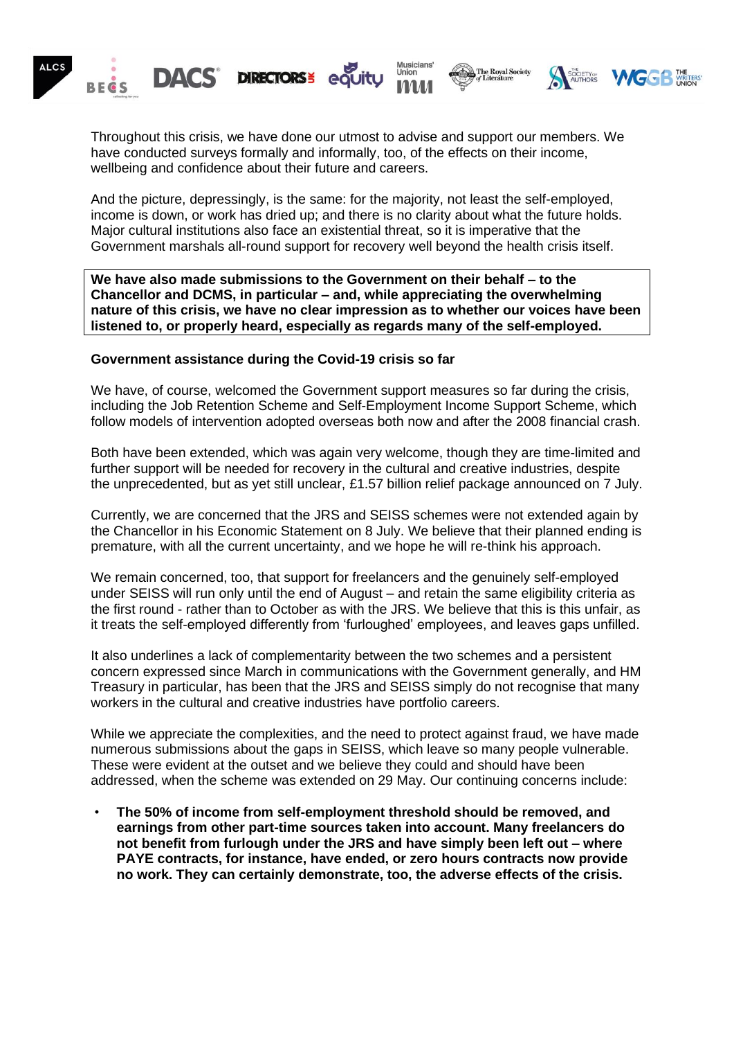Throughout this crisis, we have done our utmost to advise and support our members. We have conducted surveys formally and informally, too, of the effects on their income, wellbeing and confidence about their future and careers.

And the picture, depressingly, is the same: for the majority, not least the self-employed, income is down, or work has dried up; and there is no clarity about what the future holds. Major cultural institutions also face an existential threat, so it is imperative that the Government marshals all-round support for recovery well beyond the health crisis itself.

**We have also made submissions to the Government on their behalf – to the Chancellor and DCMS, in particular – and, while appreciating the overwhelming nature of this crisis, we have no clear impression as to whether our voices have been listened to, or properly heard, especially as regards many of the self-employed.**

**Government assistance during the Covid-19 crisis so far**

We have, of course, welcomed the Government support measures so far during the crisis, including the Job Retention Scheme and Self-Employment Income Support Scheme, which follow models of intervention adopted overseas both now and after the 2008 financial crash.

Both have been extended, which was again very welcome, though they are time-limited and further support will be needed for recovery in the cultural and creative industries, despite the unprecedented, but as yet still unclear, £1.57 billion relief package announced on 7 July.

Currently, we are concerned that the JRS and SEISS schemes were not extended again by the Chancellor in his Economic Statement on 8 July. We believe that their planned ending is premature, with all the current uncertainty, and we hope he will re-think his approach.

We remain concerned, too, that support for freelancers and the genuinely self-employed under SEISS will run only until the end of August – and retain the same eligibility criteria as the first round - rather than to October as with the JRS. We believe that this is this unfair, as it treats the self-employed differently from 'furloughed' employees, and leaves gaps unfilled.

It also underlines a lack of complementarity between the two schemes and a persistent concern expressed since March in communications with the Government generally, and HM Treasury in particular, has been that the JRS and SEISS simply do not recognise that many workers in the cultural and creative industries have portfolio careers.

While we appreciate the complexities, and the need to protect against fraud, we have made numerous submissions about the gaps in SEISS, which leave so many people vulnerable. These were evident at the outset and we believe they could and should have been addressed, when the scheme was extended on 29 May. Our continuing concerns include:

- **The 50% of income from self-employment threshold should be removed, and earnings from other part-time sources taken into account. Many freelancers do not benefit from furlough under the JRS and have simply been left out – where PAYE contracts, for instance, have ended, or zero hours contracts now provide no work. They can certainly demonstrate, too, the adverse effects of the crisis.**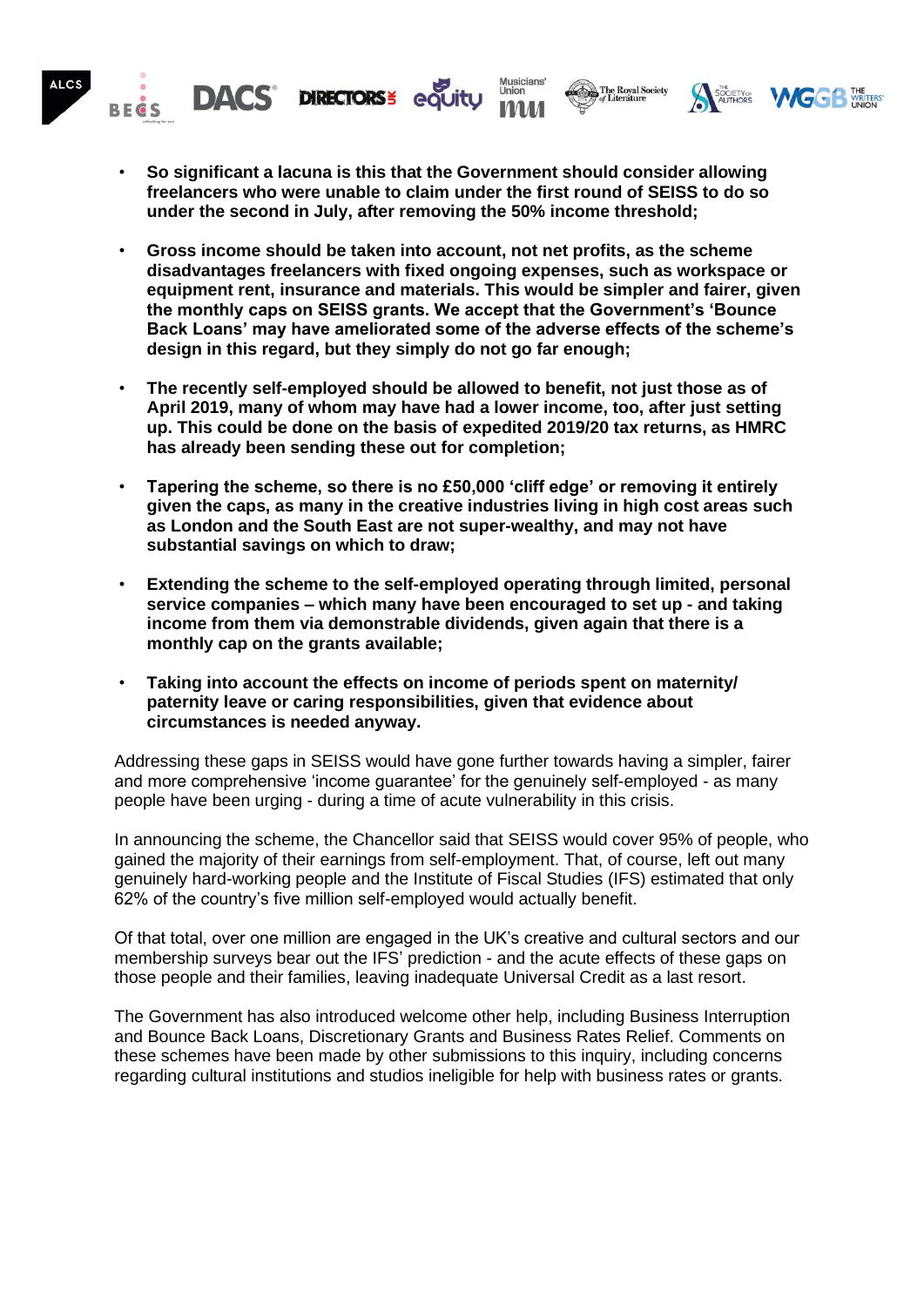- **So significant a lacuna is this that the Government should consider allowing freelancers who were unable to claim under the first round of SEISS to do so under the second in July, after removing the 50% income threshold;**

- **Gross income should be taken into account, not net profits, as the scheme disadvantages freelancers with fixed ongoing expenses, such as workspace or equipment rent, insurance and materials. This would be simpler and fairer, given the monthly caps on SEISS grants. We accept that the Government's 'Bounce Back Loans' may have ameliorated some of the adverse effects of the scheme's design in this regard, but they simply do not go far enough;**

- **The recently self-employed should be allowed to benefit, not just those as of April 2019, many of whom may have had a lower income, too, after just setting up. This could be done on the basis of expedited 2019/20 tax returns, as HMRC has already been sending these out for completion;**

- **Tapering the scheme, so there is no £50,000 'cliff edge' or removing it entirely given the caps, as many in the creative industries living in high cost areas such as London and the South East are not super-wealthy, and may not have substantial savings on which to draw;**

- **Extending the scheme to the self-employed operating through limited, personal service companies – which many have been encouraged to set up - and taking income from them via demonstrable dividends, given again that there is a monthly cap on the grants available;**

- **Taking into account the effects on income of periods spent on maternity/ paternity leave or caring responsibilities, given that evidence about circumstances is needed anyway.**

Addressing these gaps in SEISS would have gone further towards having a simpler, fairer and more comprehensive 'income guarantee' for the genuinely self-employed - as many people have been urging - during a time of acute vulnerability in this crisis.

In announcing the scheme, the Chancellor said that SEISS would cover 95% of people, who gained the majority of their earnings from self-employment. That, of course, left out many genuinely hard-working people and the Institute of Fiscal Studies (IFS) estimated that only 62% of the country's five million self-employed would actually benefit.

Of that total, over one million are engaged in the UK's creative and cultural sectors and our membership surveys bear out the IFS' prediction - and the acute effects of these gaps on those people and their families, leaving inadequate Universal Credit as a last resort.

The Government has also introduced welcome other help, including Business Interruption and Bounce Back Loans, Discretionary Grants and Business Rates Relief. Comments on these schemes have been made by other submissions to this inquiry, including concerns regarding cultural institutions and studios ineligible for help with business rates or grants.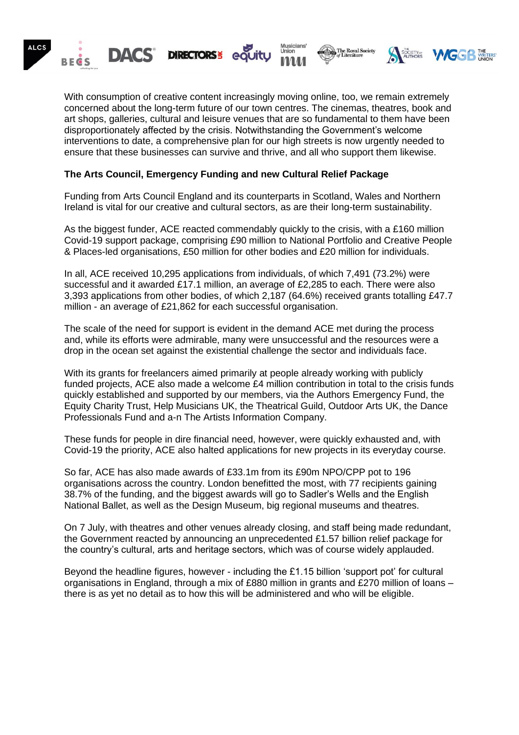With consumption of creative content increasingly moving online, too, we remain extremely concerned about the long-term future of our town centres. The cinemas, theatres, book and art shops, galleries, cultural and leisure venues that are so fundamental to them have been disproportionately affected by the crisis. Notwithstanding the Government's welcome interventions to date, a comprehensive plan for our high streets is now urgently needed to ensure that these businesses can survive and thrive, and all who support them likewise.

**The Arts Council, Emergency Funding and new Cultural Relief Package**

Funding from Arts Council England and its counterparts in Scotland, Wales and Northern Ireland is vital for our creative and cultural sectors, as are their long-term sustainability.

As the biggest funder, ACE reacted commendably quickly to the crisis, with a £160 million Covid-19 support package, comprising £90 million to National Portfolio and Creative People & Places-led organisations, £50 million for other bodies and £20 million for individuals.

In all, ACE received 10,295 applications from individuals, of which 7,491 (73.2%) were successful and it awarded £17.1 million, an average of £2,285 to each. There were also 3,393 applications from other bodies, of which 2,187 (64.6%) received grants totalling £47.7 million - an average of £21,862 for each successful organisation.

The scale of the need for support is evident in the demand ACE met during the process and, while its efforts were admirable, many were unsuccessful and the resources were a drop in the ocean set against the existential challenge the sector and individuals face.

With its grants for freelancers aimed primarily at people already working with publicly funded projects, ACE also made a welcome £4 million contribution in total to the crisis funds quickly established and supported by our members, via the Authors Emergency Fund, the Equity Charity Trust, Help Musicians UK, the Theatrical Guild, Outdoor Arts UK, the Dance Professionals Fund and a-n The Artists Information Company.

These funds for people in dire financial need, however, were quickly exhausted and, with Covid-19 the priority, ACE also halted applications for new projects in its everyday course.

So far, ACE has also made awards of £33.1m from its £90m NPO/CPP pot to 196 organisations across the country. London benefitted the most, with 77 recipients gaining 38.7% of the funding, and the biggest awards will go to Sadler's Wells and the English National Ballet, as well as the Design Museum, big regional museums and theatres.

On 7 July, with theatres and other venues already closing, and staff being made redundant, the Government reacted by announcing an unprecedented £1.57 billion relief package for the country's cultural, arts and heritage sectors, which was of course widely applauded.

Beyond the headline figures, however - including the £1.15 billion 'support pot' for cultural organisations in England, through a mix of £880 million in grants and £270 million of loans – there is as yet no detail as to how this will be administered and who will be eligible.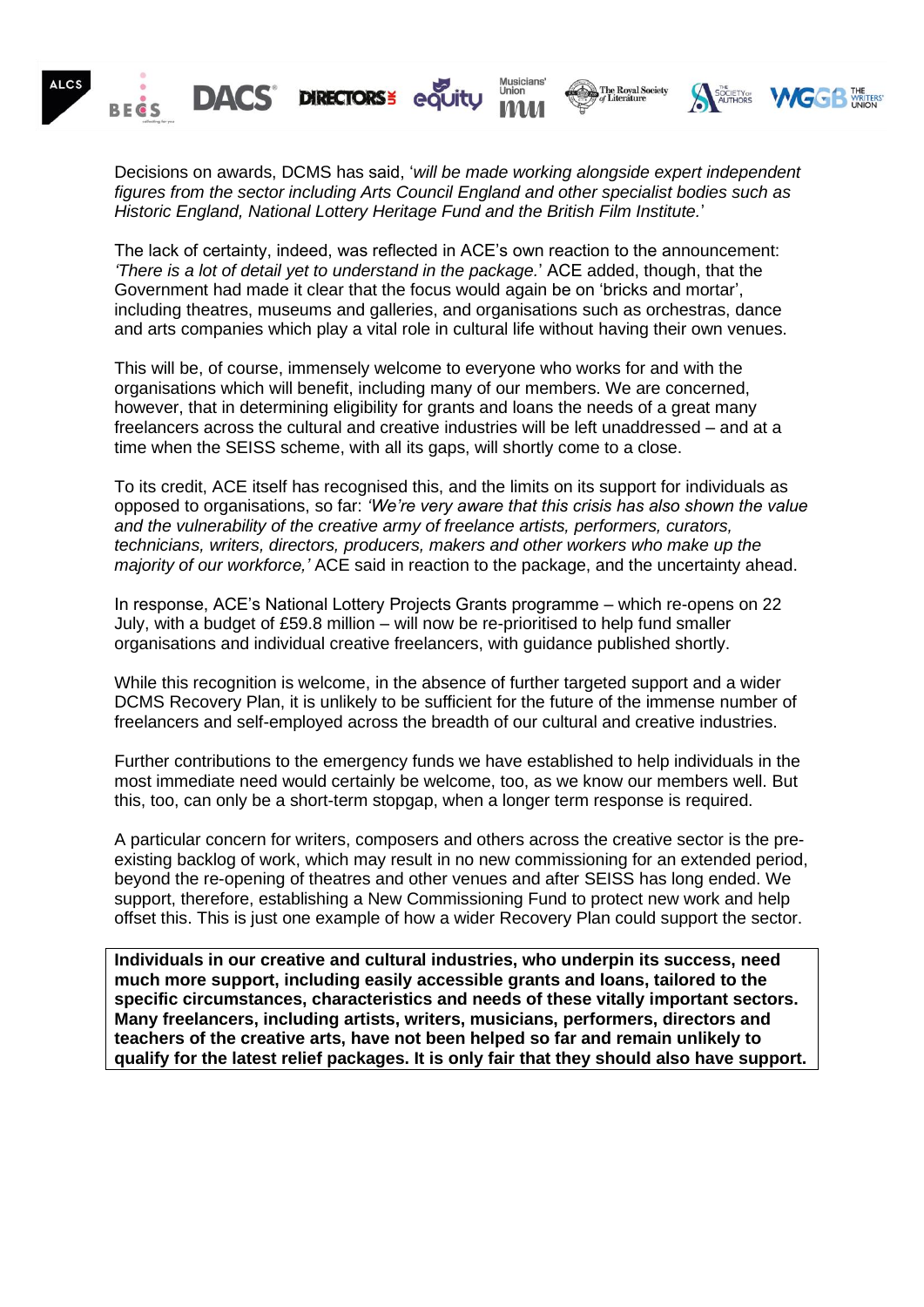Decisions on awards, DCMS has said, '*will be made working alongside expert independent figures from the sector including Arts Council England and other specialist bodies such as Historic England, National Lottery Heritage Fund and the British Film Institute.*'

The lack of certainty, indeed, was reflected in ACE's own reaction to the announcement: *'There is a lot of detail yet to understand in the package.*' ACE added, though, that the Government had made it clear that the focus would again be on 'bricks and mortar', including theatres, museums and galleries, and organisations such as orchestras, dance and arts companies which play a vital role in cultural life without having their own venues.

This will be, of course, immensely welcome to everyone who works for and with the organisations which will benefit, including many of our members. We are concerned, however, that in determining eligibility for grants and loans the needs of a great many freelancers across the cultural and creative industries will be left unaddressed – and at a time when the SEISS scheme, with all its gaps, will shortly come to a close.

To its credit, ACE itself has recognised this, and the limits on its support for individuals as opposed to organisations, so far: *'We're very aware that this crisis has also shown the value and the vulnerability of the creative army of freelance artists, performers, curators, technicians, writers, directors, producers, makers and other workers who make up the majority of our workforce,'* ACE said in reaction to the package, and the uncertainty ahead.

In response, ACE's National Lottery Projects Grants programme – which re-opens on 22 July, with a budget of £59.8 million – will now be re-prioritised to help fund smaller organisations and individual creative freelancers, with guidance published shortly.

While this recognition is welcome, in the absence of further targeted support and a wider DCMS Recovery Plan, it is unlikely to be sufficient for the future of the immense number of freelancers and self-employed across the breadth of our cultural and creative industries.

Further contributions to the emergency funds we have established to help individuals in the most immediate need would certainly be welcome, too, as we know our members well. But this, too, can only be a short-term stopgap, when a longer term response is required.

A particular concern for writers, composers and others across the creative sector is the pre-existing backlog of work, which may result in no new commissioning for an extended period, beyond the re-opening of theatres and other venues and after SEISS has long ended. We support, therefore, establishing a New Commissioning Fund to protect new work and help offset this. This is just one example of how a wider Recovery Plan could support the sector.

**Individuals in our creative and cultural industries, who underpin its success, need much more support, including easily accessible grants and loans, tailored to the specific circumstances, characteristics and needs of these vitally important sectors. Many freelancers, including artists, writers, musicians, performers, directors and teachers of the creative arts, have not been helped so far and remain unlikely to qualify for the latest relief packages. It is only fair that they should also have support.**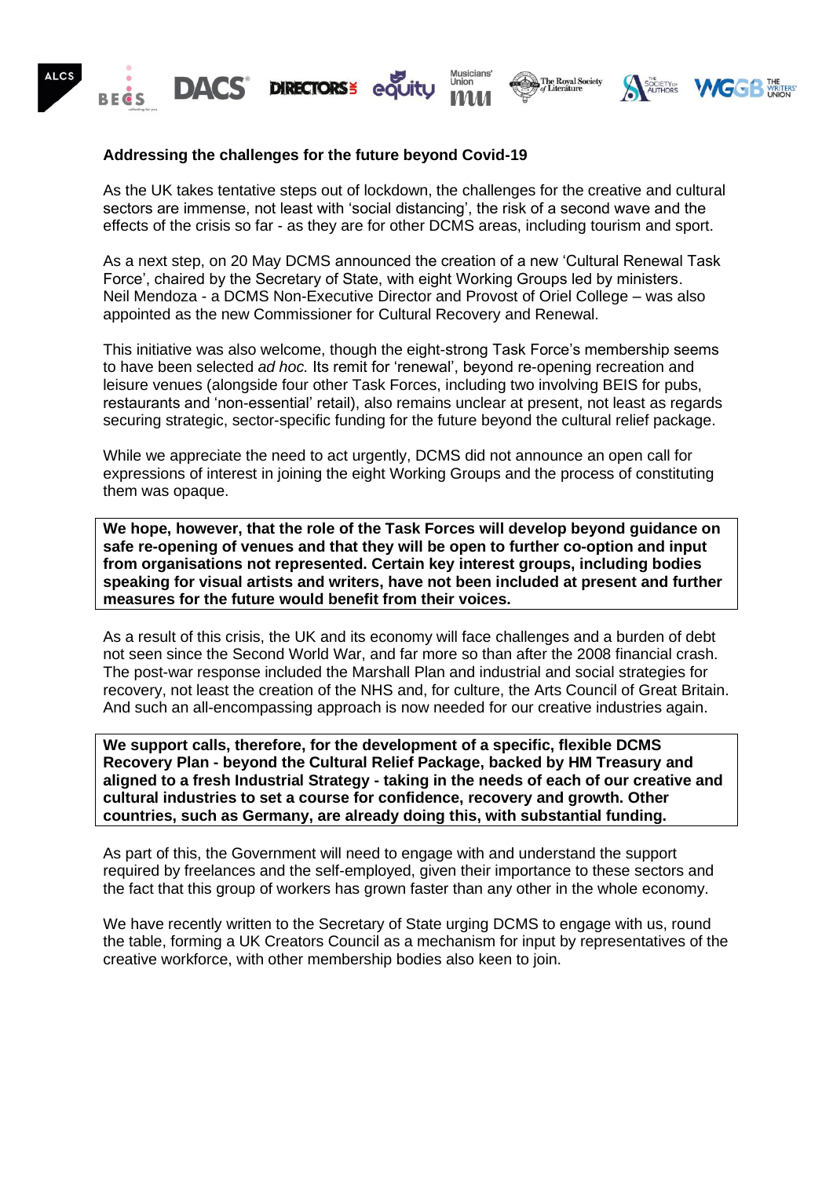**Addressing the challenges for the future beyond Covid-19**

As the UK takes tentative steps out of lockdown, the challenges for the creative and cultural sectors are immense, not least with 'social distancing', the risk of a second wave and the effects of the crisis so far - as they are for other DCMS areas, including tourism and sport.

As a next step, on 20 May DCMS announced the creation of a new 'Cultural Renewal Task Force', chaired by the Secretary of State, with eight Working Groups led by ministers. Neil Mendoza - a DCMS Non-Executive Director and Provost of Oriel College – was also appointed as the new Commissioner for Cultural Recovery and Renewal.

This initiative was also welcome, though the eight-strong Task Force's membership seems to have been selected *ad hoc.* Its remit for 'renewal', beyond re-opening recreation and leisure venues (alongside four other Task Forces, including two involving BEIS for pubs, restaurants and 'non-essential' retail), also remains unclear at present, not least as regards securing strategic, sector-specific funding for the future beyond the cultural relief package.

While we appreciate the need to act urgently, DCMS did not announce an open call for expressions of interest in joining the eight Working Groups and the process of constituting them was opaque.

**We hope, however, that the role of the Task Forces will develop beyond guidance on safe re-opening of venues and that they will be open to further co-option and input from organisations not represented. Certain key interest groups, including bodies speaking for visual artists and writers, have not been included at present and further measures for the future would benefit from their voices.**

As a result of this crisis, the UK and its economy will face challenges and a burden of debt not seen since the Second World War, and far more so than after the 2008 financial crash. The post-war response included the Marshall Plan and industrial and social strategies for recovery, not least the creation of the NHS and, for culture, the Arts Council of Great Britain. And such an all-encompassing approach is now needed for our creative industries again.

**We support calls, therefore, for the development of a specific, flexible DCMS Recovery Plan - beyond the Cultural Relief Package, backed by HM Treasury and aligned to a fresh Industrial Strategy - taking in the needs of each of our creative and cultural industries to set a course for confidence, recovery and growth. Other countries, such as Germany, are already doing this, with substantial funding.**

As part of this, the Government will need to engage with and understand the support required by freelances and the self-employed, given their importance to these sectors and the fact that this group of workers has grown faster than any other in the whole economy.

We have recently written to the Secretary of State urging DCMS to engage with us, round the table, forming a UK Creators Council as a mechanism for input by representatives of the creative workforce, with other membership bodies also keen to join.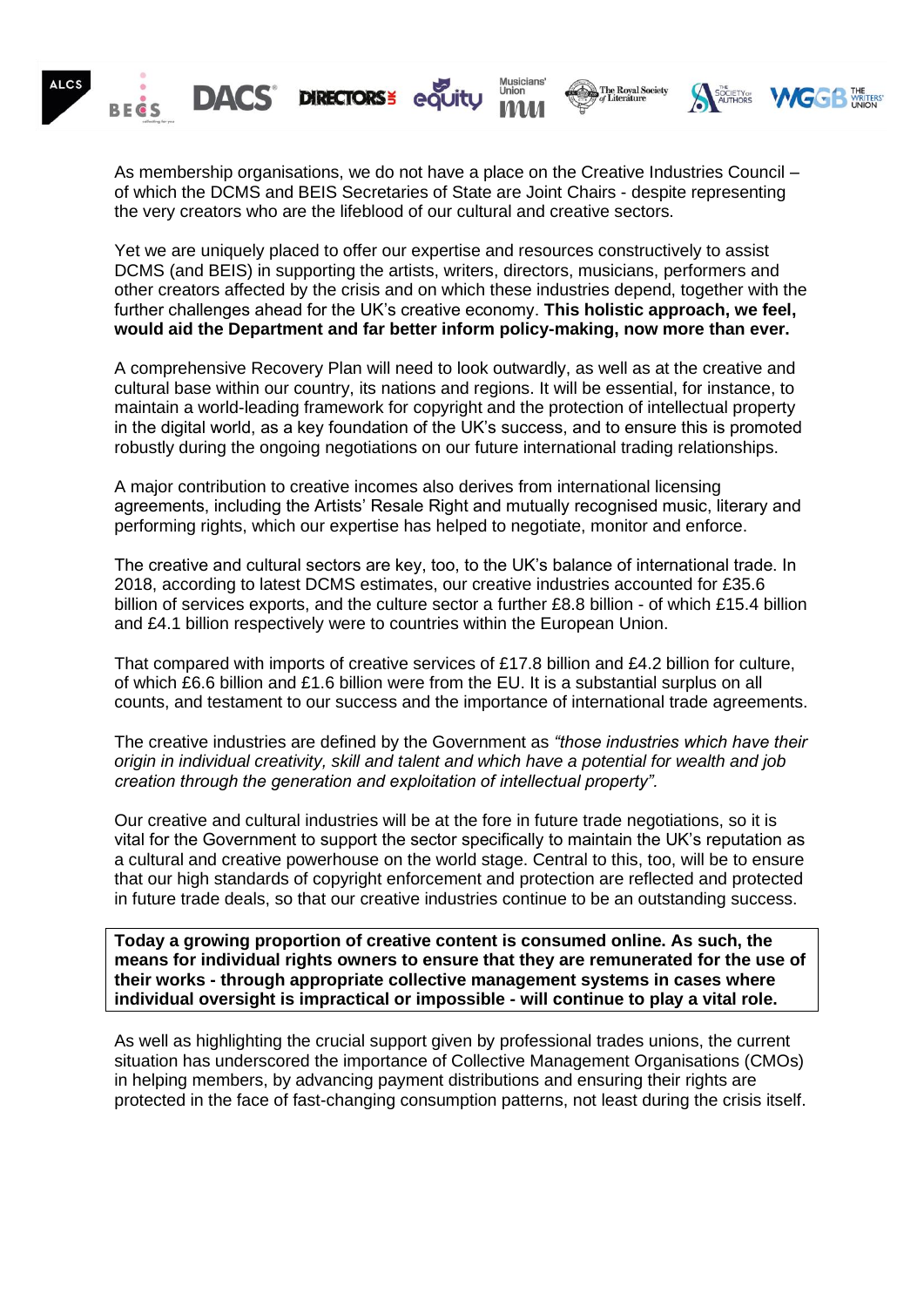As membership organisations, we do not have a place on the Creative Industries Council – of which the DCMS and BEIS Secretaries of State are Joint Chairs - despite representing the very creators who are the lifeblood of our cultural and creative sectors.

Yet we are uniquely placed to offer our expertise and resources constructively to assist DCMS (and BEIS) in supporting the artists, writers, directors, musicians, performers and other creators affected by the crisis and on which these industries depend, together with the further challenges ahead for the UK's creative economy. **This holistic approach, we feel, would aid the Department and far better inform policy-making, now more than ever.**

A comprehensive Recovery Plan will need to look outwardly, as well as at the creative and cultural base within our country, its nations and regions. It will be essential, for instance, to maintain a world-leading framework for copyright and the protection of intellectual property in the digital world, as a key foundation of the UK's success, and to ensure this is promoted robustly during the ongoing negotiations on our future international trading relationships.

A major contribution to creative incomes also derives from international licensing agreements, including the Artists' Resale Right and mutually recognised music, literary and performing rights, which our expertise has helped to negotiate, monitor and enforce.

The creative and cultural sectors are key, too, to the UK's balance of international trade. In 2018, according to latest DCMS estimates, our creative industries accounted for £35.6 billion of services exports, and the culture sector a further £8.8 billion - of which £15.4 billion and £4.1 billion respectively were to countries within the European Union.

That compared with imports of creative services of £17.8 billion and £4.2 billion for culture, of which £6.6 billion and £1.6 billion were from the EU. It is a substantial surplus on all counts, and testament to our success and the importance of international trade agreements.

The creative industries are defined by the Government as *"those industries which have their origin in individual creativity, skill and talent and which have a potential for wealth and job creation through the generation and exploitation of intellectual property".*

Our creative and cultural industries will be at the fore in future trade negotiations, so it is vital for the Government to support the sector specifically to maintain the UK's reputation as a cultural and creative powerhouse on the world stage. Central to this, too, will be to ensure that our high standards of copyright enforcement and protection are reflected and protected in future trade deals, so that our creative industries continue to be an outstanding success.

**Today a growing proportion of creative content is consumed online. As such, the means for individual rights owners to ensure that they are remunerated for the use of their works - through appropriate collective management systems in cases where individual oversight is impractical or impossible - will continue to play a vital role.**

As well as highlighting the crucial support given by professional trades unions, the current situation has underscored the importance of Collective Management Organisations (CMOs) in helping members, by advancing payment distributions and ensuring their rights are protected in the face of fast-changing consumption patterns, not least during the crisis itself.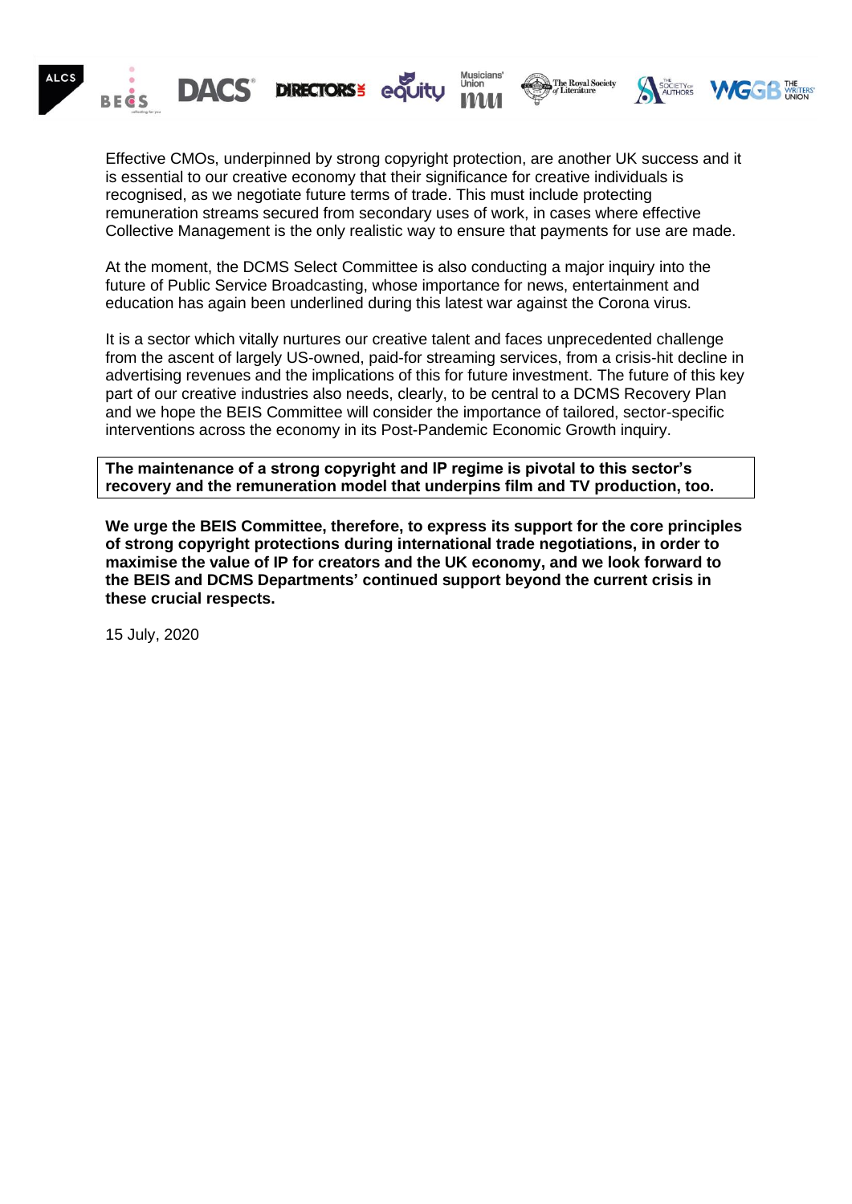Effective CMOs, underpinned by strong copyright protection, are another UK success and it is essential to our creative economy that their significance for creative individuals is recognised, as we negotiate future terms of trade. This must include protecting remuneration streams secured from secondary uses of work, in cases where effective Collective Management is the only realistic way to ensure that payments for use are made.

At the moment, the DCMS Select Committee is also conducting a major inquiry into the future of Public Service Broadcasting, whose importance for news, entertainment and education has again been underlined during this latest war against the Corona virus.

It is a sector which vitally nurtures our creative talent and faces unprecedented challenge from the ascent of largely US-owned, paid-for streaming services, from a crisis-hit decline in advertising revenues and the implications of this for future investment. The future of this key part of our creative industries also needs, clearly, to be central to a DCMS Recovery Plan and we hope the BEIS Committee will consider the importance of tailored, sector-specific interventions across the economy in its Post-Pandemic Economic Growth inquiry.

**The maintenance of a strong copyright and IP regime is pivotal to this sector's recovery and the remuneration model that underpins film and TV production, too.**

**We urge the BEIS Committee, therefore, to express its support for the core principles of strong copyright protections during international trade negotiations, in order to maximise the value of IP for creators and the UK economy, and we look forward to the BEIS and DCMS Departments' continued support beyond the current crisis in these crucial respects.**

15 July, 2020